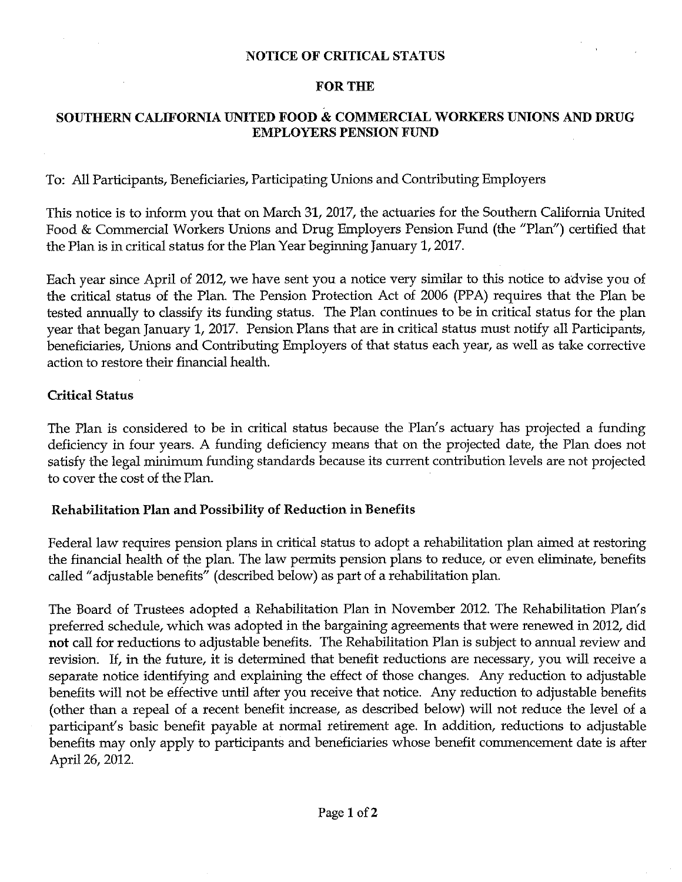# NOTICE OF CRITICAL STATUS

## FOR THE

## SOUTHERN CALIFORNIA UNITED FOOD & COMMERCIAL WORKERS UNIONS AND DRUG EMPLOYERS PENSION FUND

To: All Participants, Beneficiaries, Participating Unions and Contributing Employers

This notice is to inform you that on March 31, 2017, the actuaries for the Southern California United Food & Commercial Workers Unions and Drug Employers Pension Fund (the "Plan") certified that the Plan is in critical status for the Plan Year beginning January 1, 2017.

Each year since April of 2012, we have sent you a notice very similar to this notice to advise you of the critical status of the Plan. The Pension Protection Act of 2006 (PPA) requires that the Plan be tested annually to classify its funding status. The Plan continues to be in critical status for the plan year that began January 1, 2017. Pension Plans that are in critical status must notify all Participants, beneficiaries, Unions and Contributing Employers of that status each year, as well as take corrective action to restore their financial health.

### Critical Status

The Plan is considered to be in critical status because the Plan's actuary has projected a funding deficiency in four years. A funding deficiency means that on the projected date, the Plan does not satisfy the legal minimum funding standards because its current contribution levels are not projected to cover the cost of the Plan.

### Rehabilitation Plan and Possibility of Reduction in Benefits

Federal law requires pension plans in critical status to adopt a rehabilitation plan aimed at restoring the financial health of the plan. The law permits pension plans to reduce, or even eliminate, benefits called "adjustable benefits" (described below) as part of a rehabilitation plan.

The Board of Trustees adopted a Rehabilitation Plan in November 2012. The Rehabilitation Plan's preferred schedule, which was adopted in the bargaining agreements that were renewed in 2012, did **not** call for reductions to adjustable benefits. The Rehabilitation Plan is subject to annual review and revision. If, in the future, it is determined that benefit reductions are necessary, you will receive a separate notice identifying and explaining the effect of those changes. Any reduction to adjustable benefits will not be effective until after you receive that notice. Any reduction to adjustable benefits (other than a repeal of a recent benefit increase, as described below) will not reduce the level of a participant's basic benefit payable at normal retirement age. In addition, reductions to adjustable benefits may only apply to participants and beneficiaries whose benefit commencement date is after April 26, 2012.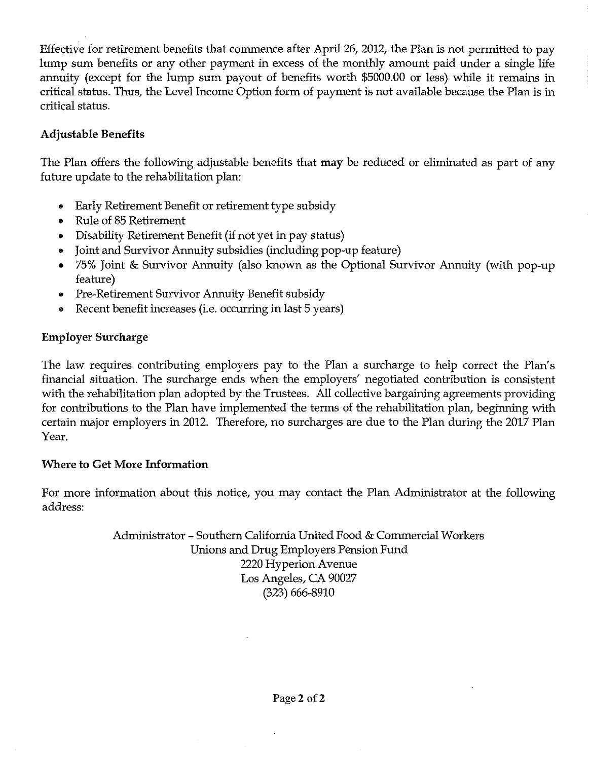Effective for retirement benefits that commence after April 26, 2012, the Plan is not permitted to pay lump sum benefits or any other payment in excess of the monthly amount paid under a single life annuity (except for the lump sum payout of benefits worth $5000.00 or less) while it remains in critical status. Thus, the Level Income Option form of payment is not available because the Plan is in critical status.

**Adjustable Benefits**

The Plan offers the following adjustable benefits that **may** be reduced or eliminated as part of any future update to the rehabilitation plan:

- Early Retirement Benefit or retirement type subsidy
- Rule of 85 Retirement
- Disability Retirement Benefit (if not yet in pay status)
- Joint and Survivor Annuity subsidies (including pop-up feature)
- 75% Joint & Survivor Annuity (also known as the Optional Survivor Annuity (with pop-up feature)
- Pre-Retirement Survivor Annuity Benefit subsidy
- Recent benefit increases (i.e. occurring in last 5 years)

**Employer Surcharge**

The law requires contributing employers pay to the Plan a surcharge to help correct the Plan's financial situation. The surcharge ends when the employers' negotiated contribution is consistent with the rehabilitation plan adopted by the Trustees. All collective bargaining agreements providing for contributions to the Plan have implemented the terms of the rehabilitation plan, beginning with certain major employers in 2012. Therefore, no surcharges are due to the Plan during the 2017 Plan Year.

**Where to Get More Information**

For more information about this notice, you may contact the Plan Administrator at the following address:

Administrator - Southern California United Food & Commercial Workers
Unions and Drug Employers Pension Fund
2220 Hyperion Avenue
Los Angeles, CA 90027
(323) 666-8910